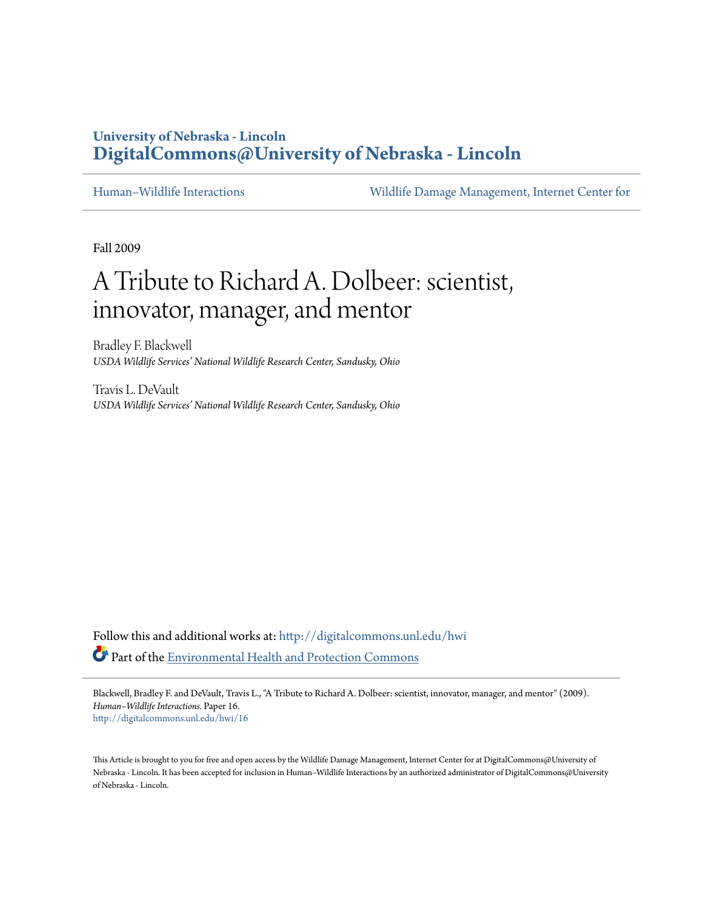University of Nebraska - Lincoln
**DigitalCommons@University of Nebraska - Lincoln**

Human–Wildlife Interactions | Wildlife Damage Management, Internet Center for

Fall 2009

# A Tribute to Richard A. Dolbeer: scientist, innovator, manager, and mentor

Bradley F. Blackwell
*USDA Wildlife Services' National Wildlife Research Center, Sandusky, Ohio*

Travis L. DeVault
*USDA Wildlife Services' National Wildlife Research Center, Sandusky, Ohio*

Follow this and additional works at: http://digitalcommons.unl.edu/hwi

Part of the Environmental Health and Protection Commons

Blackwell, Bradley F. and DeVault, Travis L., "A Tribute to Richard A. Dolbeer: scientist, innovator, manager, and mentor" (2009). *Human–Wildlife Interactions.* Paper 16.
http://digitalcommons.unl.edu/hwi/16

This Article is brought to you for free and open access by the Wildlife Damage Management, Internet Center for at DigitalCommons@University of Nebraska - Lincoln. It has been accepted for inclusion in Human–Wildlife Interactions by an authorized administrator of DigitalCommons@University of Nebraska - Lincoln.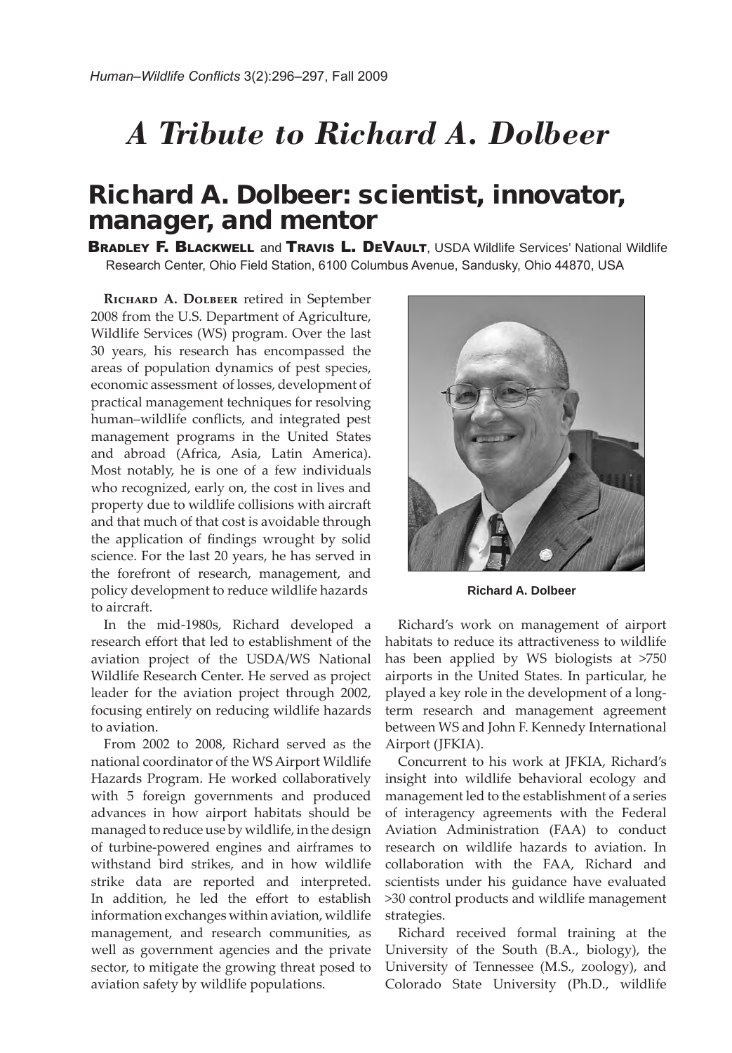# *A Tribute to Richard A. Dolbeer*

## Richard A. Dolbeer: scientist, innovator, manager, and mentor

**Bradley F. Blackwell** and **Travis L. DeVault**, USDA Wildlife Services' National Wildlife Research Center, Ohio Field Station, 6100 Columbus Avenue, Sandusky, Ohio 44870, USA

**Richard A. Dolbeer** retired in September 2008 from the U.S. Department of Agriculture, Wildlife Services (WS) program. Over the last 30 years, his research has encompassed the areas of population dynamics of pest species, economic assessment of losses, development of practical management techniques for resolving human–wildlife conflicts, and integrated pest management programs in the United States and abroad (Africa, Asia, Latin America). Most notably, he is one of a few individuals who recognized, early on, the cost in lives and property due to wildlife collisions with aircraft and that much of that cost is avoidable through the application of findings wrought by solid science. For the last 20 years, he has served in the forefront of research, management, and policy development to reduce wildlife hazards to aircraft.

In the mid-1980s, Richard developed a research effort that led to establishment of the aviation project of the USDA/WS National Wildlife Research Center. He served as project leader for the aviation project through 2002, focusing entirely on reducing wildlife hazards to aviation.

From 2002 to 2008, Richard served as the national coordinator of the WS Airport Wildlife Hazards Program. He worked collaboratively with 5 foreign governments and produced advances in how airport habitats should be managed to reduce use by wildlife, in the design of turbine-powered engines and airframes to withstand bird strikes, and in how wildlife strike data are reported and interpreted. In addition, he led the effort to establish information exchanges within aviation, wildlife management, and research communities, as well as government agencies and the private sector, to mitigate the growing threat posed to aviation safety by wildlife populations.

Richard A. Dolbeer

Richard's work on management of airport habitats to reduce its attractiveness to wildlife has been applied by WS biologists at >750 airports in the United States. In particular, he played a key role in the development of a long-term research and management agreement between WS and John F. Kennedy International Airport (JFKIA).

Concurrent to his work at JFKIA, Richard's insight into wildlife behavioral ecology and management led to the establishment of a series of interagency agreements with the Federal Aviation Administration (FAA) to conduct research on wildlife hazards to aviation. In collaboration with the FAA, Richard and scientists under his guidance have evaluated >30 control products and wildlife management strategies.

Richard received formal training at the University of the South (B.A., biology), the University of Tennessee (M.S., zoology), and Colorado State University (Ph.D., wildlife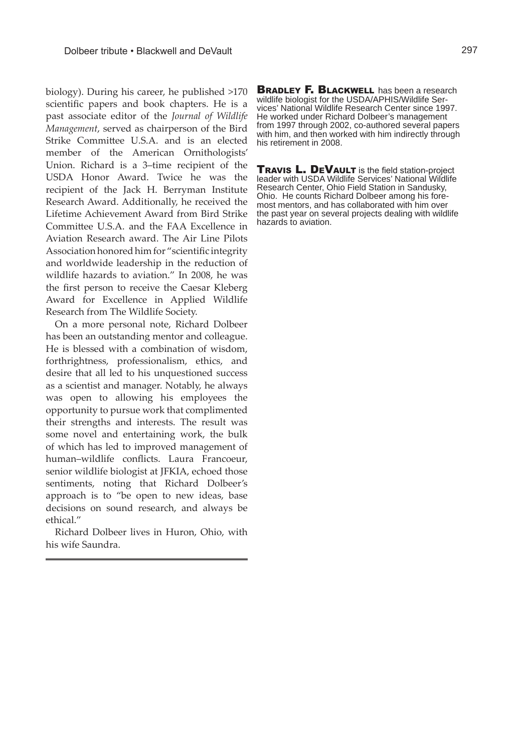biology). During his career, he published >170 scientific papers and book chapters. He is a past associate editor of the *Journal of Wildlife Management*, served as chairperson of the Bird Strike Committee U.S.A. and is an elected member of the American Ornithologists' Union. Richard is a 3–time recipient of the USDA Honor Award. Twice he was the recipient of the Jack H. Berryman Institute Research Award. Additionally, he received the Lifetime Achievement Award from Bird Strike Committee U.S.A. and the FAA Excellence in Aviation Research award. The Air Line Pilots Association honored him for "scientific integrity and worldwide leadership in the reduction of wildlife hazards to aviation." In 2008, he was the first person to receive the Caesar Kleberg Award for Excellence in Applied Wildlife Research from The Wildlife Society.

On a more personal note, Richard Dolbeer has been an outstanding mentor and colleague. He is blessed with a combination of wisdom, forthrightness, professionalism, ethics, and desire that all led to his unquestioned success as a scientist and manager. Notably, he always was open to allowing his employees the opportunity to pursue work that complimented their strengths and interests. The result was some novel and entertaining work, the bulk of which has led to improved management of human–wildlife conflicts. Laura Francoeur, senior wildlife biologist at JFKIA, echoed those sentiments, noting that Richard Dolbeer's approach is to "be open to new ideas, base decisions on sound research, and always be ethical."

Richard Dolbeer lives in Huron, Ohio, with his wife Saundra.

---

**Bradley F. Blackwell** has been a research wildlife biologist for the USDA/APHIS/Wildlife Services' National Wildlife Research Center since 1997. He worked under Richard Dolbeer's management from 1997 through 2002, co-authored several papers with him, and then worked with him indirectly through his retirement in 2008.

**Travis L. DeVault** is the field station-project leader with USDA Wildlife Services' National Wildlife Research Center, Ohio Field Station in Sandusky, Ohio. He counts Richard Dolbeer among his foremost mentors, and has collaborated with him over the past year on several projects dealing with wildlife hazards to aviation.